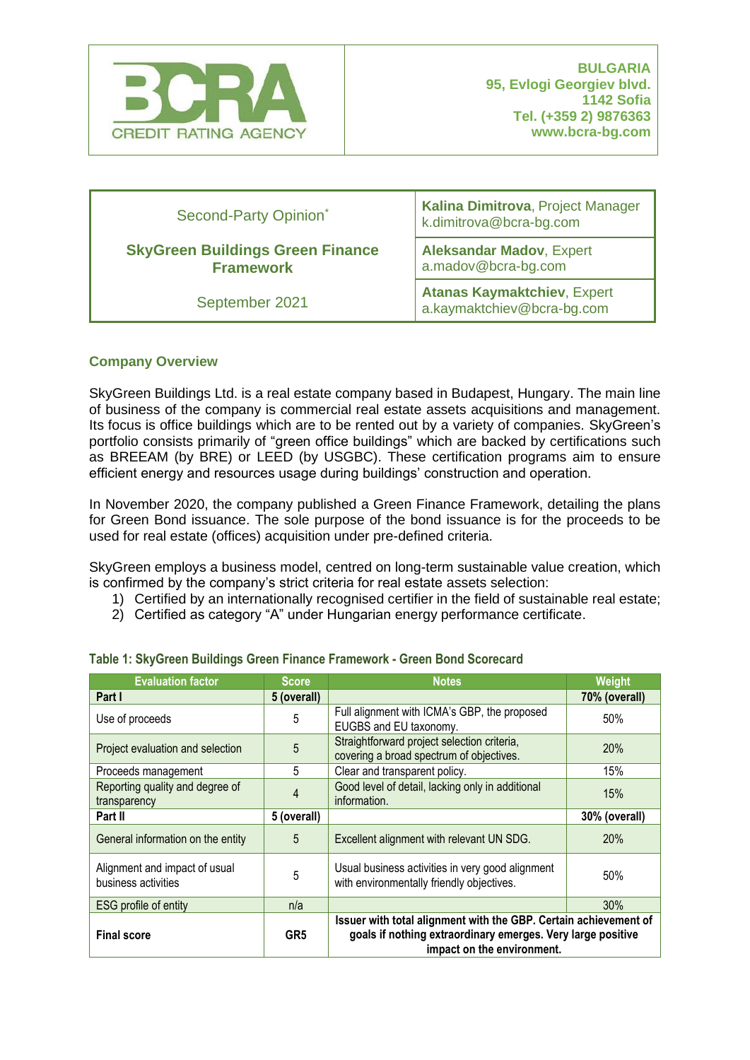BCRA CREDIT RATING AGENCY

**BULGARIA**
**95, Evlogi Georgiev blvd.**
**1142 Sofia**
**Tel. (+359 2) 9876363**
**www.bcra-bg.com**

| | |
|---|---|
| Second-Party Opinion* | **Kalina Dimitrova**, Project Manager k.dimitrova@bcra-bg.com |
| **SkyGreen Buildings Green Finance Framework** | **Aleksandar Madov**, Expert a.madov@bcra-bg.com |
| September 2021 | **Atanas Kaymaktchiev**, Expert a.kaymaktchiev@bcra-bg.com |

## Company Overview

SkyGreen Buildings Ltd. is a real estate company based in Budapest, Hungary. The main line of business of the company is commercial real estate assets acquisitions and management. Its focus is office buildings which are to be rented out by a variety of companies. SkyGreen's portfolio consists primarily of "green office buildings" which are backed by certifications such as BREEAM (by BRE) or LEED (by USGBC). These certification programs aim to ensure efficient energy and resources usage during buildings' construction and operation.

In November 2020, the company published a Green Finance Framework, detailing the plans for Green Bond issuance. The sole purpose of the bond issuance is for the proceeds to be used for real estate (offices) acquisition under pre-defined criteria.

SkyGreen employs a business model, centred on long-term sustainable value creation, which is confirmed by the company's strict criteria for real estate assets selection:

1) Certified by an internationally recognised certifier in the field of sustainable real estate;
2) Certified as category "A" under Hungarian energy performance certificate.

**Table 1: SkyGreen Buildings Green Finance Framework - Green Bond Scorecard**

| Evaluation factor | Score | Notes | Weight |
|---|---|---|---|
| **Part I** | **5 (overall)** | | **70% (overall)** |
| Use of proceeds | 5 | Full alignment with ICMA's GBP, the proposed EUGBS and EU taxonomy. | 50% |
| Project evaluation and selection | 5 | Straightforward project selection criteria, covering a broad spectrum of objectives. | 20% |
| Proceeds management | 5 | Clear and transparent policy. | 15% |
| Reporting quality and degree of transparency | 4 | Good level of detail, lacking only in additional information. | 15% |
| **Part II** | **5 (overall)** | | **30% (overall)** |
| General information on the entity | 5 | Excellent alignment with relevant UN SDG. | 20% |
| Alignment and impact of usual business activities | 5 | Usual business activities in very good alignment with environmentally friendly objectives. | 50% |
| ESG profile of entity | n/a | | 30% |
| **Final score** | **GR5** | **Issuer with total alignment with the GBP. Certain achievement of goals if nothing extraordinary emerges. Very large positive impact on the environment.** | |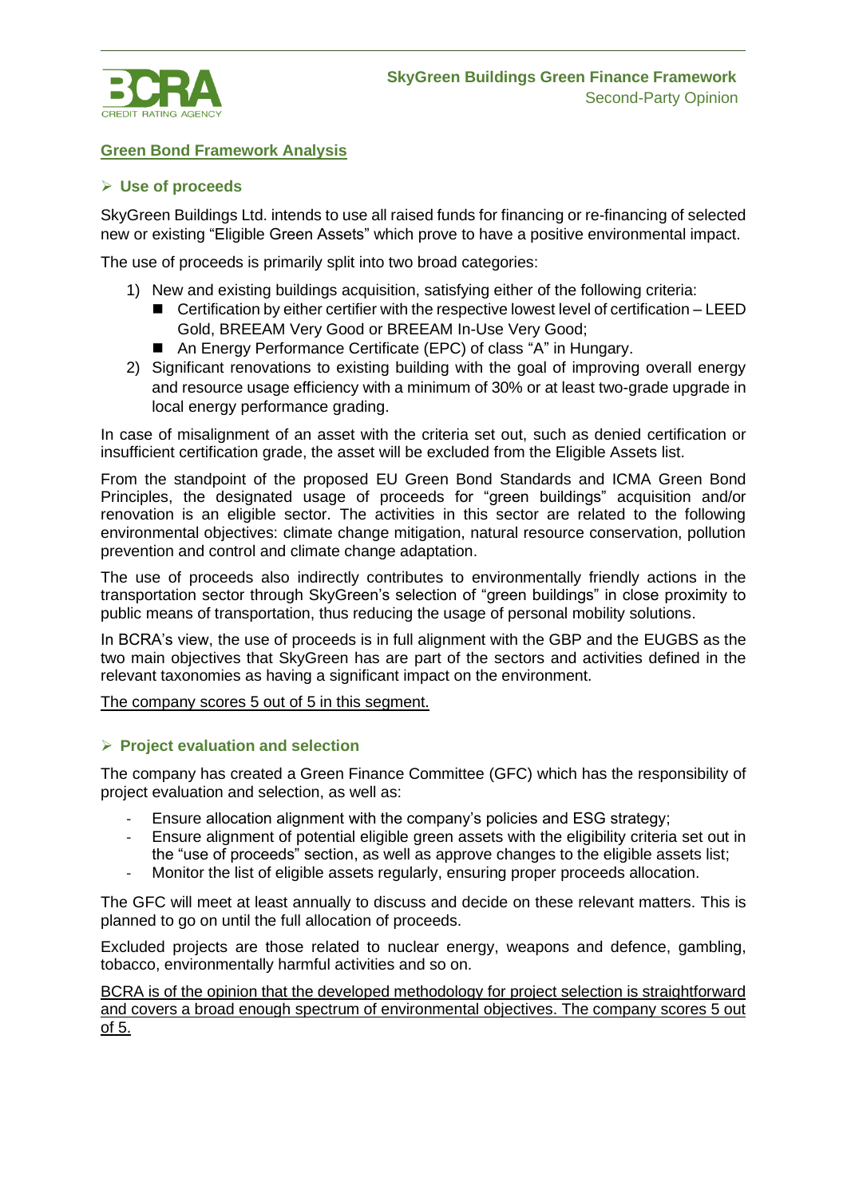## Green Bond Framework Analysis

### ➢ Use of proceeds

SkyGreen Buildings Ltd. intends to use all raised funds for financing or re-financing of selected new or existing “Eligible Green Assets” which prove to have a positive environmental impact.

The use of proceeds is primarily split into two broad categories:

1) New and existing buildings acquisition, satisfying either of the following criteria:
   - Certification by either certifier with the respective lowest level of certification – LEED Gold, BREEAM Very Good or BREEAM In-Use Very Good;
   - An Energy Performance Certificate (EPC) of class “A” in Hungary.
2) Significant renovations to existing building with the goal of improving overall energy and resource usage efficiency with a minimum of 30% or at least two-grade upgrade in local energy performance grading.

In case of misalignment of an asset with the criteria set out, such as denied certification or insufficient certification grade, the asset will be excluded from the Eligible Assets list.

From the standpoint of the proposed EU Green Bond Standards and ICMA Green Bond Principles, the designated usage of proceeds for “green buildings” acquisition and/or renovation is an eligible sector. The activities in this sector are related to the following environmental objectives: climate change mitigation, natural resource conservation, pollution prevention and control and climate change adaptation.

The use of proceeds also indirectly contributes to environmentally friendly actions in the transportation sector through SkyGreen’s selection of “green buildings” in close proximity to public means of transportation, thus reducing the usage of personal mobility solutions.

In BCRA’s view, the use of proceeds is in full alignment with the GBP and the EUGBS as the two main objectives that SkyGreen has are part of the sectors and activities defined in the relevant taxonomies as having a significant impact on the environment.

<u>The company scores 5 out of 5 in this segment.</u>

### ➢ Project evaluation and selection

The company has created a Green Finance Committee (GFC) which has the responsibility of project evaluation and selection, as well as:

- Ensure allocation alignment with the company’s policies and ESG strategy;
- Ensure alignment of potential eligible green assets with the eligibility criteria set out in the “use of proceeds” section, as well as approve changes to the eligible assets list;
- Monitor the list of eligible assets regularly, ensuring proper proceeds allocation.

The GFC will meet at least annually to discuss and decide on these relevant matters. This is planned to go on until the full allocation of proceeds.

Excluded projects are those related to nuclear energy, weapons and defence, gambling, tobacco, environmentally harmful activities and so on.

<u>BCRA is of the opinion that the developed methodology for project selection is straightforward and covers a broad enough spectrum of environmental objectives. The company scores 5 out of 5.</u>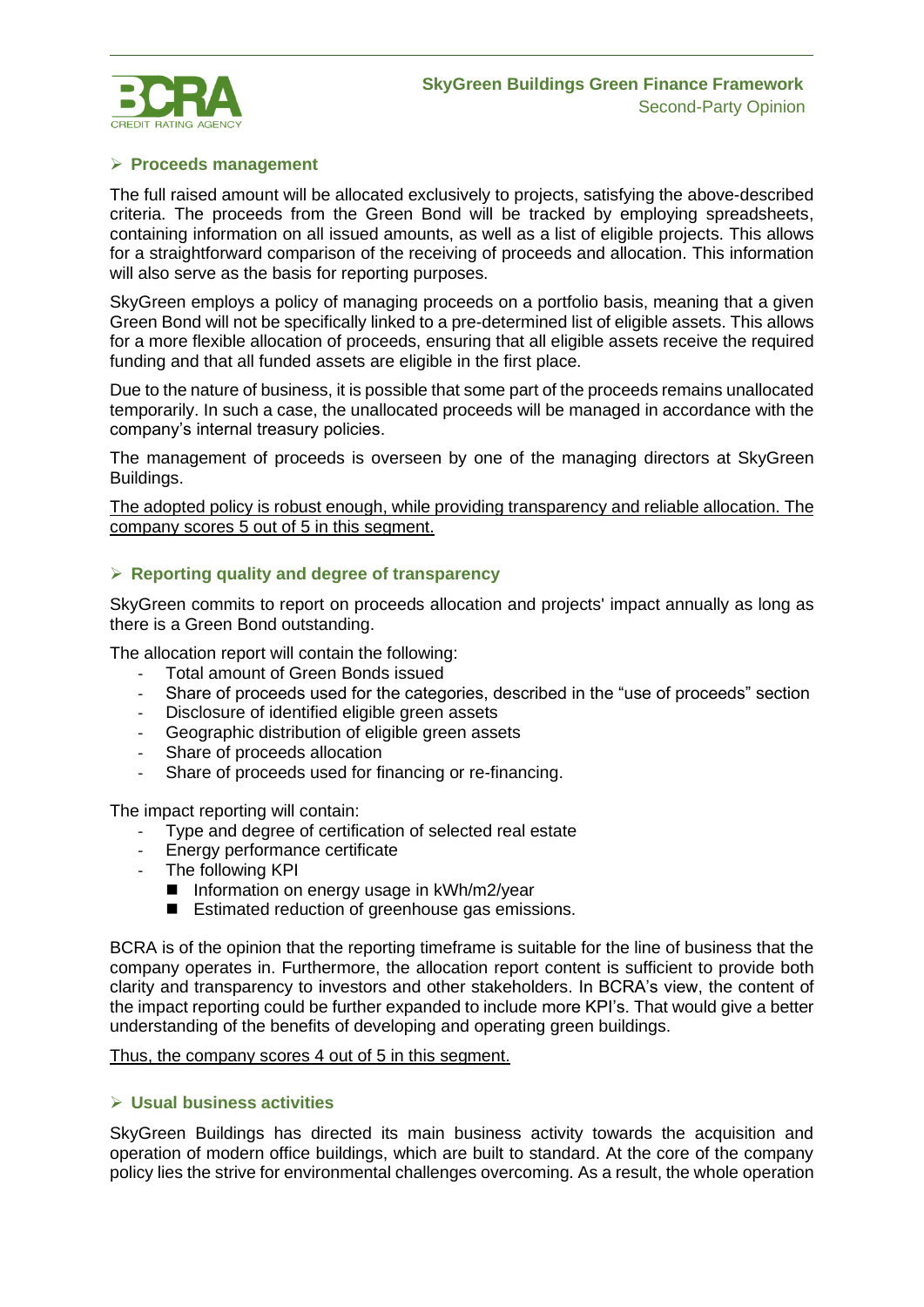## Proceeds management

The full raised amount will be allocated exclusively to projects, satisfying the above-described criteria. The proceeds from the Green Bond will be tracked by employing spreadsheets, containing information on all issued amounts, as well as a list of eligible projects. This allows for a straightforward comparison of the receiving of proceeds and allocation. This information will also serve as the basis for reporting purposes.

SkyGreen employs a policy of managing proceeds on a portfolio basis, meaning that a given Green Bond will not be specifically linked to a pre-determined list of eligible assets. This allows for a more flexible allocation of proceeds, ensuring that all eligible assets receive the required funding and that all funded assets are eligible in the first place.

Due to the nature of business, it is possible that some part of the proceeds remains unallocated temporarily. In such a case, the unallocated proceeds will be managed in accordance with the company's internal treasury policies.

The management of proceeds is overseen by one of the managing directors at SkyGreen Buildings.

The adopted policy is robust enough, while providing transparency and reliable allocation. The company scores 5 out of 5 in this segment.

## Reporting quality and degree of transparency

SkyGreen commits to report on proceeds allocation and projects' impact annually as long as there is a Green Bond outstanding.

The allocation report will contain the following:

- Total amount of Green Bonds issued
- Share of proceeds used for the categories, described in the "use of proceeds" section
- Disclosure of identified eligible green assets
- Geographic distribution of eligible green assets
- Share of proceeds allocation
- Share of proceeds used for financing or re-financing.

The impact reporting will contain:

- Type and degree of certification of selected real estate
- Energy performance certificate
- The following KPI
  - Information on energy usage in kWh/m2/year
  - Estimated reduction of greenhouse gas emissions.

BCRA is of the opinion that the reporting timeframe is suitable for the line of business that the company operates in. Furthermore, the allocation report content is sufficient to provide both clarity and transparency to investors and other stakeholders. In BCRA's view, the content of the impact reporting could be further expanded to include more KPI's. That would give a better understanding of the benefits of developing and operating green buildings.

Thus, the company scores 4 out of 5 in this segment.

## Usual business activities

SkyGreen Buildings has directed its main business activity towards the acquisition and operation of modern office buildings, which are built to standard. At the core of the company policy lies the strive for environmental challenges overcoming. As a result, the whole operation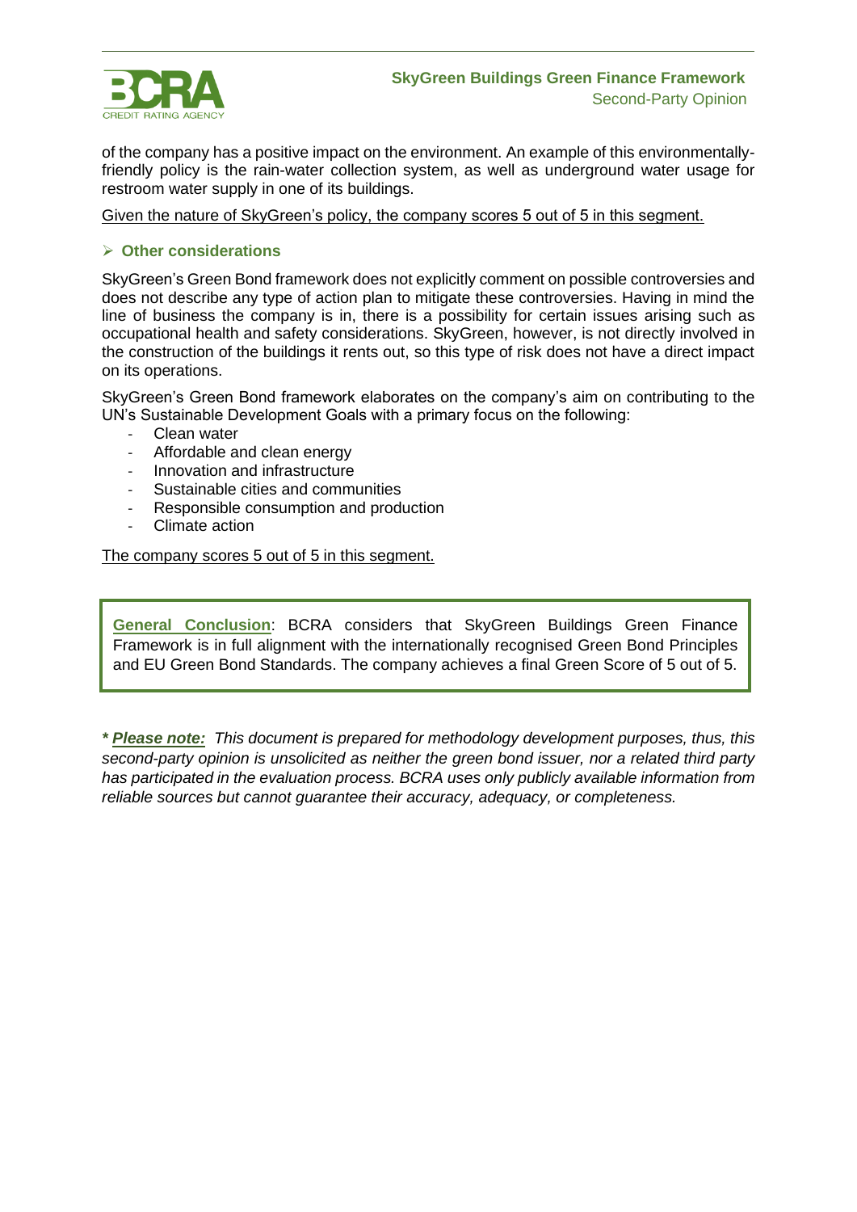of the company has a positive impact on the environment. An example of this environmentally-friendly policy is the rain-water collection system, as well as underground water usage for restroom water supply in one of its buildings.

<u>Given the nature of SkyGreen's policy, the company scores 5 out of 5 in this segment.</u>

### ➢ Other considerations

SkyGreen's Green Bond framework does not explicitly comment on possible controversies and does not describe any type of action plan to mitigate these controversies. Having in mind the line of business the company is in, there is a possibility for certain issues arising such as occupational health and safety considerations. SkyGreen, however, is not directly involved in the construction of the buildings it rents out, so this type of risk does not have a direct impact on its operations.

SkyGreen's Green Bond framework elaborates on the company's aim on contributing to the UN's Sustainable Development Goals with a primary focus on the following:

- Clean water
- Affordable and clean energy
- Innovation and infrastructure
- Sustainable cities and communities
- Responsible consumption and production
- Climate action

<u>The company scores 5 out of 5 in this segment.</u>

> **<u>General Conclusion</u>**: BCRA considers that SkyGreen Buildings Green Finance Framework is in full alignment with the internationally recognised Green Bond Principles and EU Green Bond Standards. The company achieves a final Green Score of 5 out of 5.

***<u>Please note:</u>*** *This document is prepared for methodology development purposes, thus, this second-party opinion is unsolicited as neither the green bond issuer, nor a related third party has participated in the evaluation process. BCRA uses only publicly available information from reliable sources but cannot guarantee their accuracy, adequacy, or completeness.*